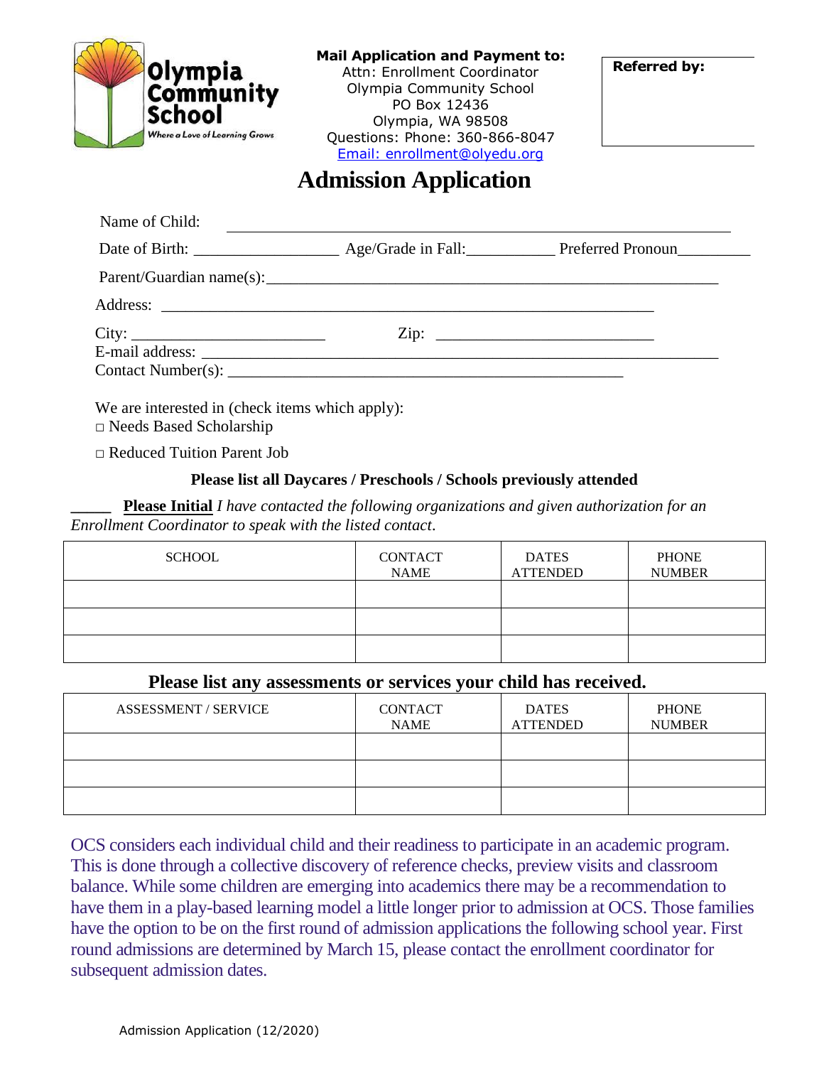Olympia Community School
Where a Love of Learning Grows

**Mail Application and Payment to:**
Attn: Enrollment Coordinator
Olympia Community School
PO Box 12436
Olympia, WA 98508
Questions: Phone: 360-866-8047
Email: enrollment@olyedu.org

**Referred by:**

# Admission Application

Name of Child: ______________________________________________

Date of Birth: _________________ Age/Grade in Fall:__________ Preferred Pronoun_________

Parent/Guardian name(s):_____________________________________________________

Address: ___________________________________________________________

City: ______________________ Zip: __________________________

E-mail address: _____________________________________________________________

Contact Number(s): _______________________________________________

We are interested in (check items which apply):

□ Needs Based Scholarship

□ Reduced Tuition Parent Job

**Please list all Daycares / Preschools / Schools previously attended**

**_____ <u>Please Initial</u>** *I have contacted the following organizations and given authorization for an Enrollment Coordinator to speak with the listed contact.*

| SCHOOL | CONTACT NAME | DATES ATTENDED | PHONE NUMBER |
|---|---|---|---|
| | | | |
| | | | |
| | | | |

**Please list any assessments or services your child has received.**

| ASSESSMENT / SERVICE | CONTACT NAME | DATES ATTENDED | PHONE NUMBER |
|---|---|---|---|
| | | | |
| | | | |
| | | | |

OCS considers each individual child and their readiness to participate in an academic program. This is done through a collective discovery of reference checks, preview visits and classroom balance. While some children are emerging into academics there may be a recommendation to have them in a play-based learning model a little longer prior to admission at OCS. Those families have the option to be on the first round of admission applications the following school year. First round admissions are determined by March 15, please contact the enrollment coordinator for subsequent admission dates.

Admission Application (12/2020)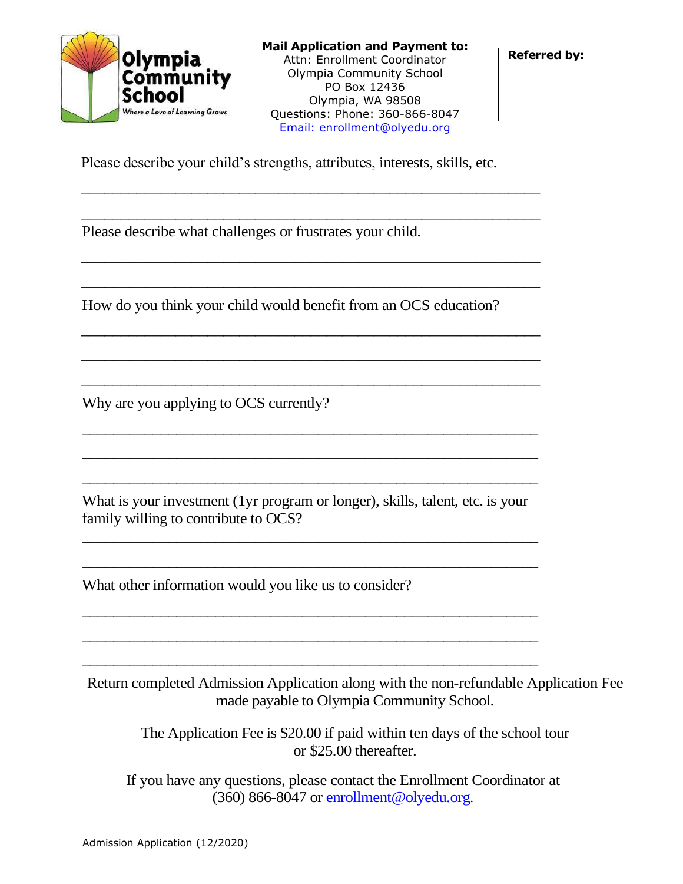Olympia Community School
*Where a Love of Learning Grows*

**Mail Application and Payment to:**
Attn: Enrollment Coordinator
Olympia Community School
PO Box 12436
Olympia, WA 98508
Questions: Phone: 360-866-8047
Email: enrollment@olyedu.org

**Referred by:**

Please describe your child's strengths, attributes, interests, skills, etc.

\_\_\_\_\_\_\_\_\_\_\_\_\_\_\_\_\_\_\_\_\_\_\_\_\_\_\_\_\_\_\_\_\_\_\_\_\_\_\_\_\_\_\_\_\_\_\_\_\_\_\_\_\_\_\_\_\_\_

\_\_\_\_\_\_\_\_\_\_\_\_\_\_\_\_\_\_\_\_\_\_\_\_\_\_\_\_\_\_\_\_\_\_\_\_\_\_\_\_\_\_\_\_\_\_\_\_\_\_\_\_\_\_\_\_\_\_

Please describe what challenges or frustrates your child.

\_\_\_\_\_\_\_\_\_\_\_\_\_\_\_\_\_\_\_\_\_\_\_\_\_\_\_\_\_\_\_\_\_\_\_\_\_\_\_\_\_\_\_\_\_\_\_\_\_\_\_\_\_\_\_\_\_\_

\_\_\_\_\_\_\_\_\_\_\_\_\_\_\_\_\_\_\_\_\_\_\_\_\_\_\_\_\_\_\_\_\_\_\_\_\_\_\_\_\_\_\_\_\_\_\_\_\_\_\_\_\_\_\_\_\_\_

How do you think your child would benefit from an OCS education?

\_\_\_\_\_\_\_\_\_\_\_\_\_\_\_\_\_\_\_\_\_\_\_\_\_\_\_\_\_\_\_\_\_\_\_\_\_\_\_\_\_\_\_\_\_\_\_\_\_\_\_\_\_\_\_\_\_\_

\_\_\_\_\_\_\_\_\_\_\_\_\_\_\_\_\_\_\_\_\_\_\_\_\_\_\_\_\_\_\_\_\_\_\_\_\_\_\_\_\_\_\_\_\_\_\_\_\_\_\_\_\_\_\_\_\_\_

\_\_\_\_\_\_\_\_\_\_\_\_\_\_\_\_\_\_\_\_\_\_\_\_\_\_\_\_\_\_\_\_\_\_\_\_\_\_\_\_\_\_\_\_\_\_\_\_\_\_\_\_\_\_\_\_\_\_

Why are you applying to OCS currently?

\_\_\_\_\_\_\_\_\_\_\_\_\_\_\_\_\_\_\_\_\_\_\_\_\_\_\_\_\_\_\_\_\_\_\_\_\_\_\_\_\_\_\_\_\_\_\_\_\_\_\_\_\_\_\_\_\_\_

\_\_\_\_\_\_\_\_\_\_\_\_\_\_\_\_\_\_\_\_\_\_\_\_\_\_\_\_\_\_\_\_\_\_\_\_\_\_\_\_\_\_\_\_\_\_\_\_\_\_\_\_\_\_\_\_\_\_

\_\_\_\_\_\_\_\_\_\_\_\_\_\_\_\_\_\_\_\_\_\_\_\_\_\_\_\_\_\_\_\_\_\_\_\_\_\_\_\_\_\_\_\_\_\_\_\_\_\_\_\_\_\_\_\_\_\_

What is your investment (1yr program or longer), skills, talent, etc. is your family willing to contribute to OCS?

\_\_\_\_\_\_\_\_\_\_\_\_\_\_\_\_\_\_\_\_\_\_\_\_\_\_\_\_\_\_\_\_\_\_\_\_\_\_\_\_\_\_\_\_\_\_\_\_\_\_\_\_\_\_\_\_\_\_

\_\_\_\_\_\_\_\_\_\_\_\_\_\_\_\_\_\_\_\_\_\_\_\_\_\_\_\_\_\_\_\_\_\_\_\_\_\_\_\_\_\_\_\_\_\_\_\_\_\_\_\_\_\_\_\_\_\_

What other information would you like us to consider?

\_\_\_\_\_\_\_\_\_\_\_\_\_\_\_\_\_\_\_\_\_\_\_\_\_\_\_\_\_\_\_\_\_\_\_\_\_\_\_\_\_\_\_\_\_\_\_\_\_\_\_\_\_\_\_\_\_\_

\_\_\_\_\_\_\_\_\_\_\_\_\_\_\_\_\_\_\_\_\_\_\_\_\_\_\_\_\_\_\_\_\_\_\_\_\_\_\_\_\_\_\_\_\_\_\_\_\_\_\_\_\_\_\_\_\_\_

\_\_\_\_\_\_\_\_\_\_\_\_\_\_\_\_\_\_\_\_\_\_\_\_\_\_\_\_\_\_\_\_\_\_\_\_\_\_\_\_\_\_\_\_\_\_\_\_\_\_\_\_\_\_\_\_\_\_

Return completed Admission Application along with the non-refundable Application Fee made payable to Olympia Community School.

The Application Fee is $20.00 if paid within ten days of the school tour or $25.00 thereafter.

If you have any questions, please contact the Enrollment Coordinator at (360) 866-8047 or enrollment@olyedu.org.

Admission Application (12/2020)